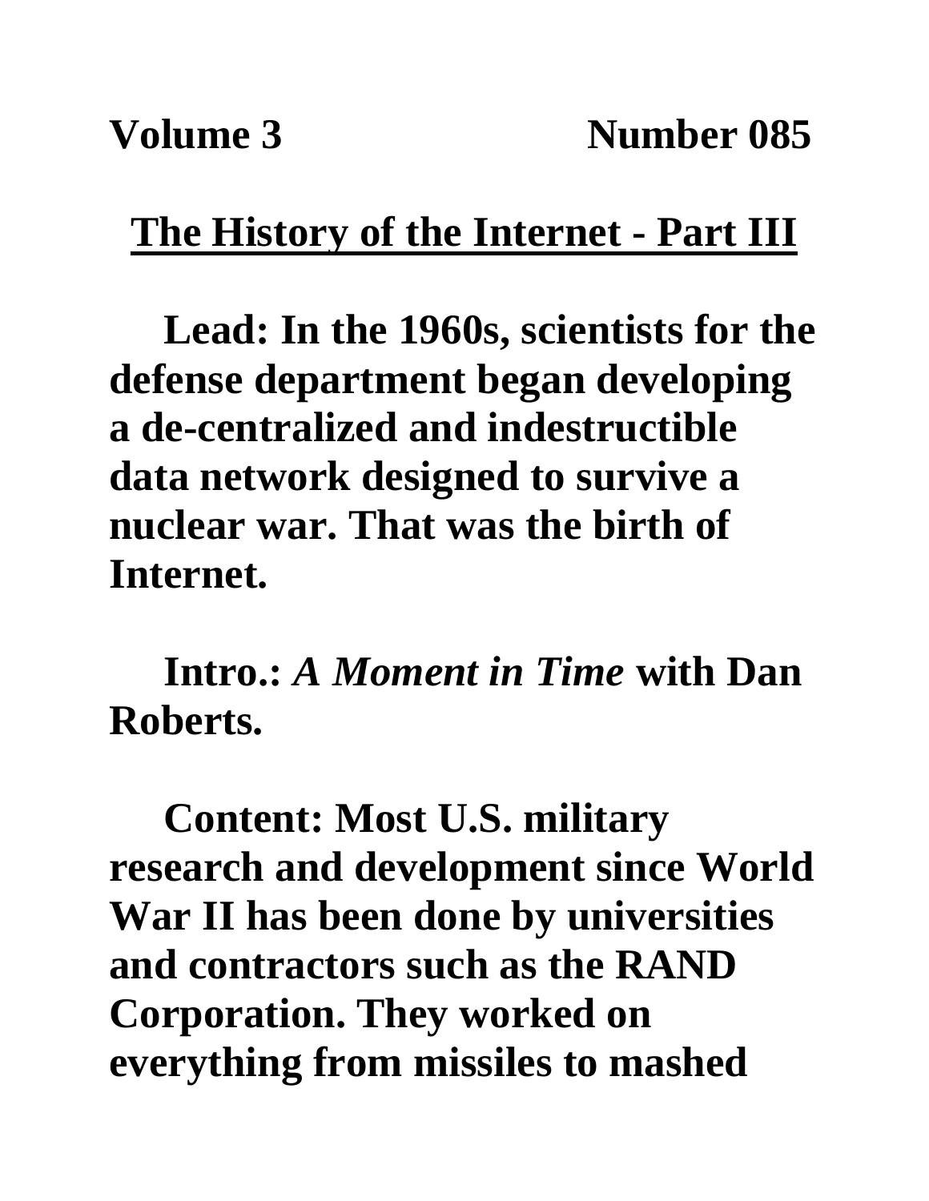**Volume 3 Number 085**

# The History of the Internet - Part III

**Lead: In the 1960s, scientists for the defense department began developing a de-centralized and indestructible data network designed to survive a nuclear war. That was the birth of Internet.**

**Intro.: *A Moment in Time* with Dan Roberts.**

**Content: Most U.S. military research and development since World War II has been done by universities and contractors such as the RAND Corporation. They worked on everything from missiles to mashed**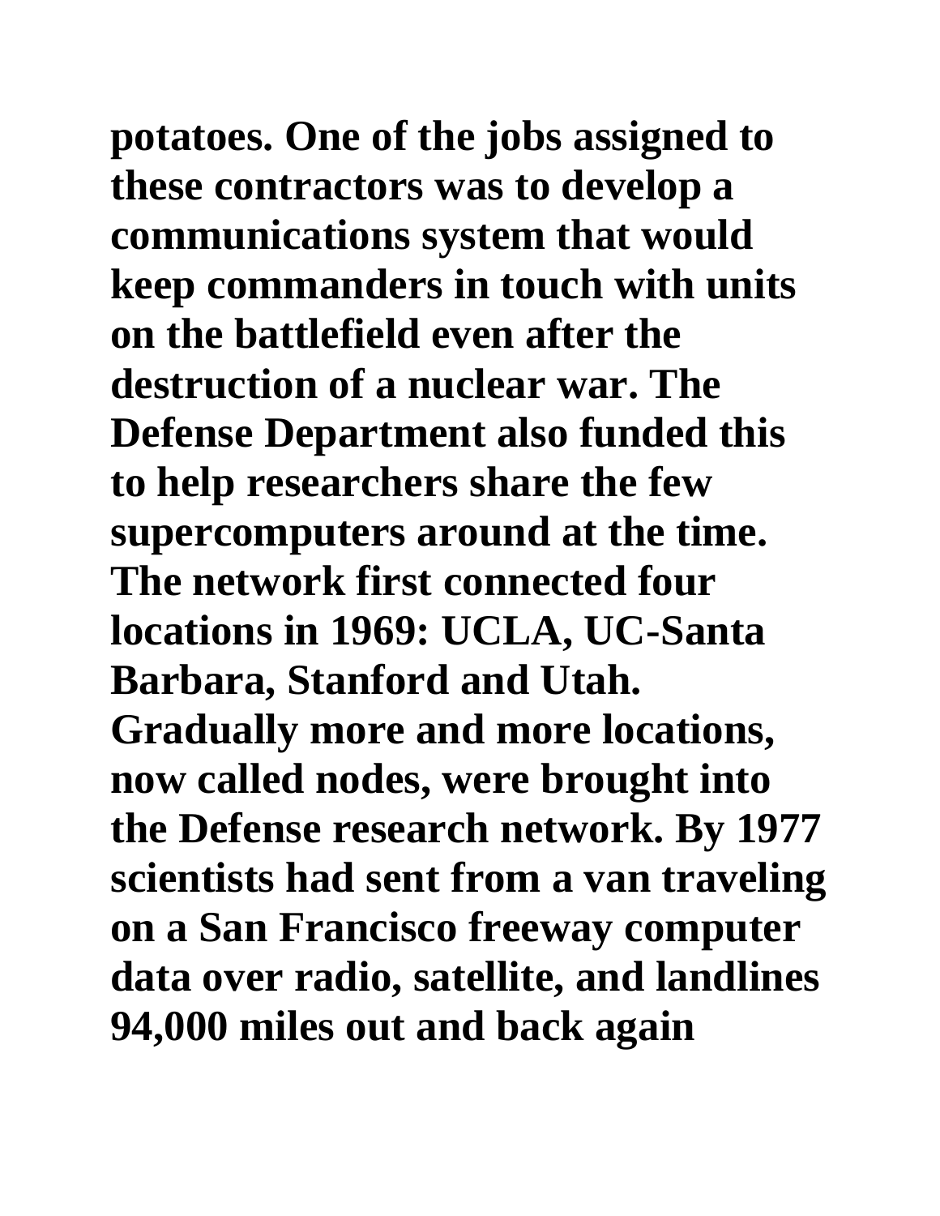**potatoes. One of the jobs assigned to these contractors was to develop a communications system that would keep commanders in touch with units on the battlefield even after the destruction of a nuclear war. The Defense Department also funded this to help researchers share the few supercomputers around at the time. The network first connected four locations in 1969: UCLA, UC-Santa Barbara, Stanford and Utah. Gradually more and more locations, now called nodes, were brought into the Defense research network. By 1977 scientists had sent from a van traveling on a San Francisco freeway computer data over radio, satellite, and landlines 94,000 miles out and back again**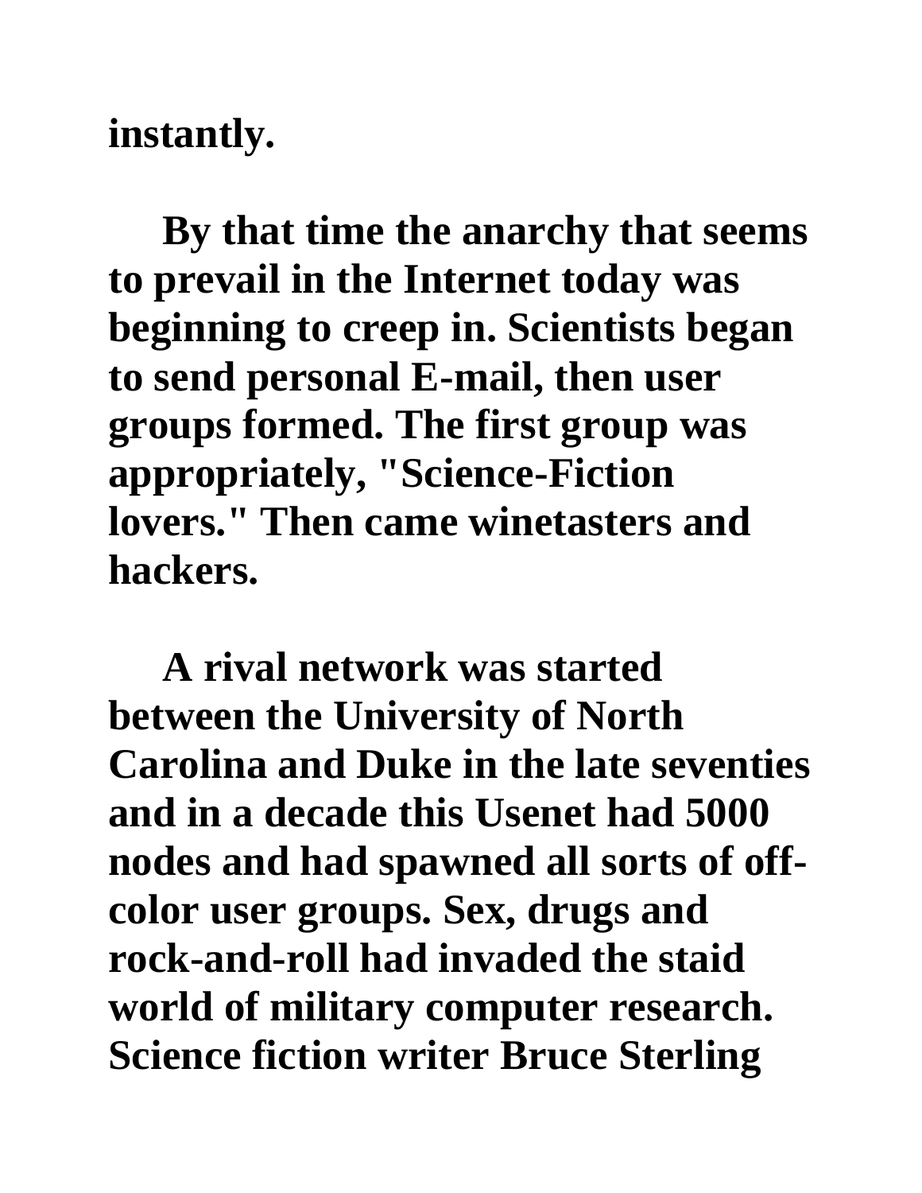instantly.

By that time the anarchy that seems to prevail in the Internet today was beginning to creep in. Scientists began to send personal E-mail, then user groups formed. The first group was appropriately, "Science-Fiction lovers." Then came winetasters and hackers.

A rival network was started between the University of North Carolina and Duke in the late seventies and in a decade this Usenet had 5000 nodes and had spawned all sorts of off-color user groups. Sex, drugs and rock-and-roll had invaded the staid world of military computer research. Science fiction writer Bruce Sterling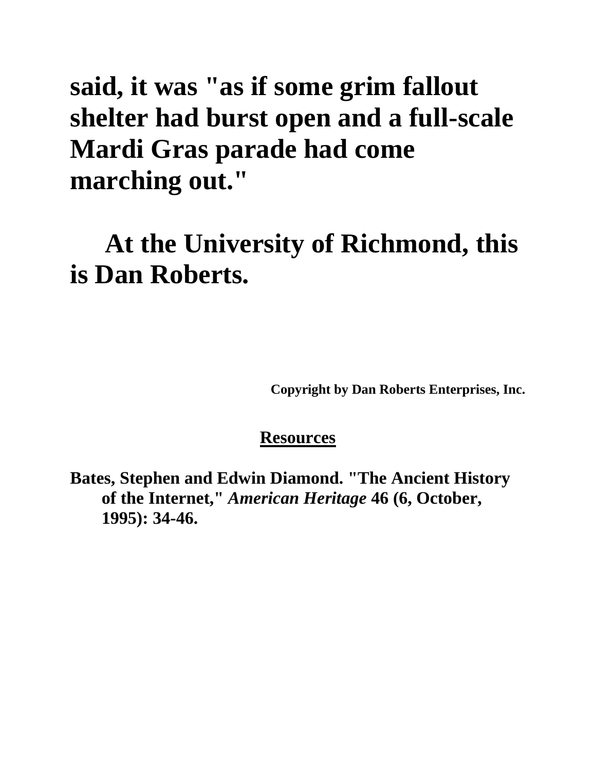**said, it was "as if some grim fallout shelter had burst open and a full-scale Mardi Gras parade had come marching out."**

**At the University of Richmond, this is Dan Roberts.**

**Copyright by Dan Roberts Enterprises, Inc.**

## Resources

**Bates, Stephen and Edwin Diamond. "The Ancient History of the Internet," *American Heritage* 46 (6, October, 1995): 34-46.**